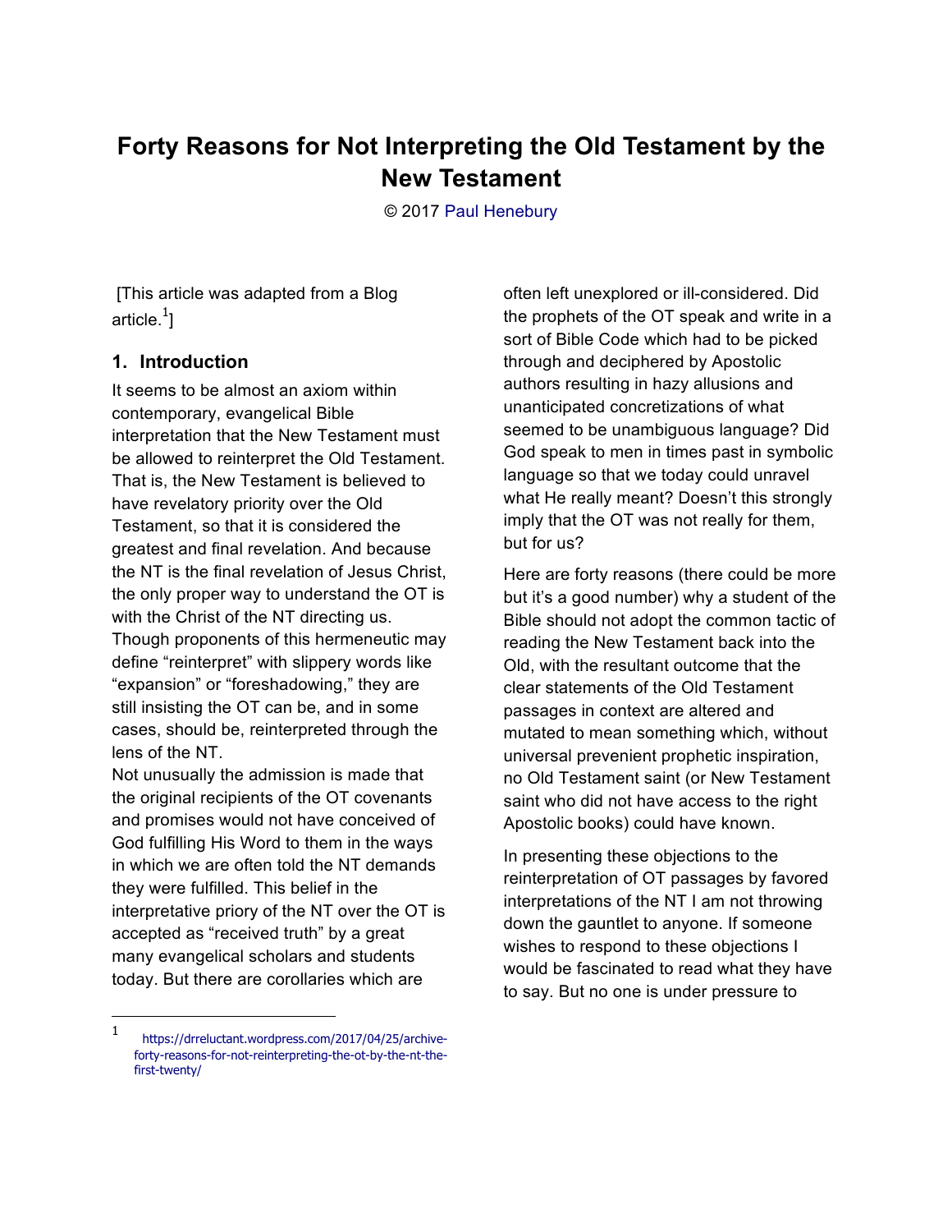# Forty Reasons for Not Interpreting the Old Testament by the New Testament

© 2017 Paul Henebury

[This article was adapted from a Blog article.[1]]

## 1. Introduction

It seems to be almost an axiom within contemporary, evangelical Bible interpretation that the New Testament must be allowed to reinterpret the Old Testament. That is, the New Testament is believed to have revelatory priority over the Old Testament, so that it is considered the greatest and final revelation. And because the NT is the final revelation of Jesus Christ, the only proper way to understand the OT is with the Christ of the NT directing us. Though proponents of this hermeneutic may define "reinterpret" with slippery words like "expansion" or "foreshadowing," they are still insisting the OT can be, and in some cases, should be, reinterpreted through the lens of the NT.

Not unusually the admission is made that the original recipients of the OT covenants and promises would not have conceived of God fulfilling His Word to them in the ways in which we are often told the NT demands they were fulfilled. This belief in the interpretative priory of the NT over the OT is accepted as "received truth" by a great many evangelical scholars and students today. But there are corollaries which are often left unexplored or ill-considered. Did the prophets of the OT speak and write in a sort of Bible Code which had to be picked through and deciphered by Apostolic authors resulting in hazy allusions and unanticipated concretizations of what seemed to be unambiguous language? Did God speak to men in times past in symbolic language so that we today could unravel what He really meant? Doesn't this strongly imply that the OT was not really for them, but for us?

Here are forty reasons (there could be more but it's a good number) why a student of the Bible should not adopt the common tactic of reading the New Testament back into the Old, with the resultant outcome that the clear statements of the Old Testament passages in context are altered and mutated to mean something which, without universal prevenient prophetic inspiration, no Old Testament saint (or New Testament saint who did not have access to the right Apostolic books) could have known.

In presenting these objections to the reinterpretation of OT passages by favored interpretations of the NT I am not throwing down the gauntlet to anyone. If someone wishes to respond to these objections I would be fascinated to read what they have to say. But no one is under pressure to

[1] https://drreluctant.wordpress.com/2017/04/25/archive-forty-reasons-for-not-reinterpreting-the-ot-by-the-nt-the-first-twenty/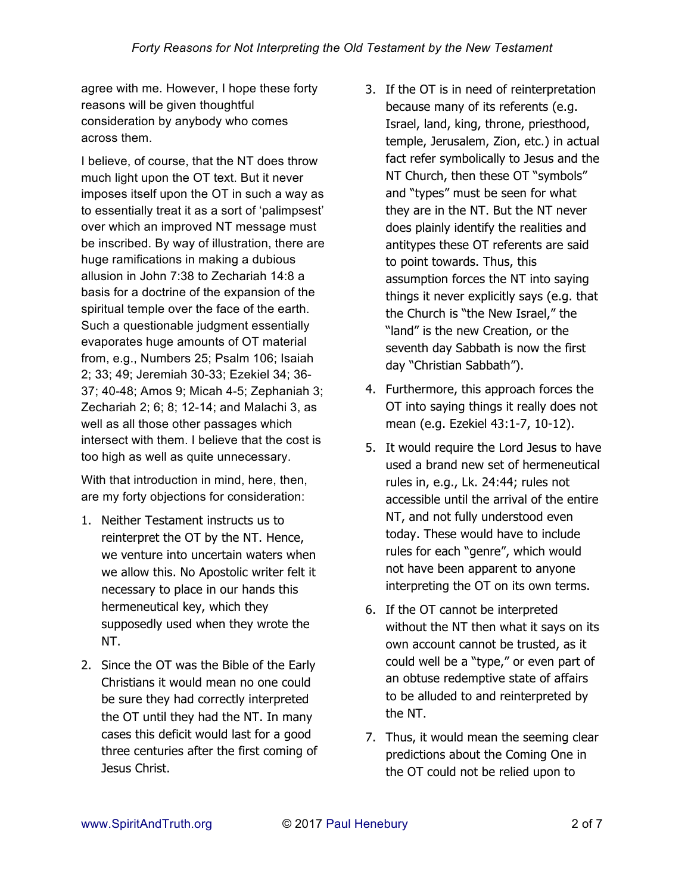agree with me. However, I hope these forty reasons will be given thoughtful consideration by anybody who comes across them.

I believe, of course, that the NT does throw much light upon the OT text. But it never imposes itself upon the OT in such a way as to essentially treat it as a sort of 'palimpsest' over which an improved NT message must be inscribed. By way of illustration, there are huge ramifications in making a dubious allusion in John 7:38 to Zechariah 14:8 a basis for a doctrine of the expansion of the spiritual temple over the face of the earth. Such a questionable judgment essentially evaporates huge amounts of OT material from, e.g., Numbers 25; Psalm 106; Isaiah 2; 33; 49; Jeremiah 30-33; Ezekiel 34; 36-37; 40-48; Amos 9; Micah 4-5; Zephaniah 3; Zechariah 2; 6; 8; 12-14; and Malachi 3, as well as all those other passages which intersect with them. I believe that the cost is too high as well as quite unnecessary.

With that introduction in mind, here, then, are my forty objections for consideration:

1. Neither Testament instructs us to reinterpret the OT by the NT. Hence, we venture into uncertain waters when we allow this. No Apostolic writer felt it necessary to place in our hands this hermeneutical key, which they supposedly used when they wrote the NT.

2. Since the OT was the Bible of the Early Christians it would mean no one could be sure they had correctly interpreted the OT until they had the NT. In many cases this deficit would last for a good three centuries after the first coming of Jesus Christ.

3. If the OT is in need of reinterpretation because many of its referents (e.g. Israel, land, king, throne, priesthood, temple, Jerusalem, Zion, etc.) in actual fact refer symbolically to Jesus and the NT Church, then these OT "symbols" and "types" must be seen for what they are in the NT. But the NT never does plainly identify the realities and antitypes these OT referents are said to point towards. Thus, this assumption forces the NT into saying things it never explicitly says (e.g. that the Church is "the New Israel," the "land" is the new Creation, or the seventh day Sabbath is now the first day "Christian Sabbath").

4. Furthermore, this approach forces the OT into saying things it really does not mean (e.g. Ezekiel 43:1-7, 10-12).

5. It would require the Lord Jesus to have used a brand new set of hermeneutical rules in, e.g., Lk. 24:44; rules not accessible until the arrival of the entire NT, and not fully understood even today. These would have to include rules for each "genre", which would not have been apparent to anyone interpreting the OT on its own terms.

6. If the OT cannot be interpreted without the NT then what it says on its own account cannot be trusted, as it could well be a "type," or even part of an obtuse redemptive state of affairs to be alluded to and reinterpreted by the NT.

7. Thus, it would mean the seeming clear predictions about the Coming One in the OT could not be relied upon to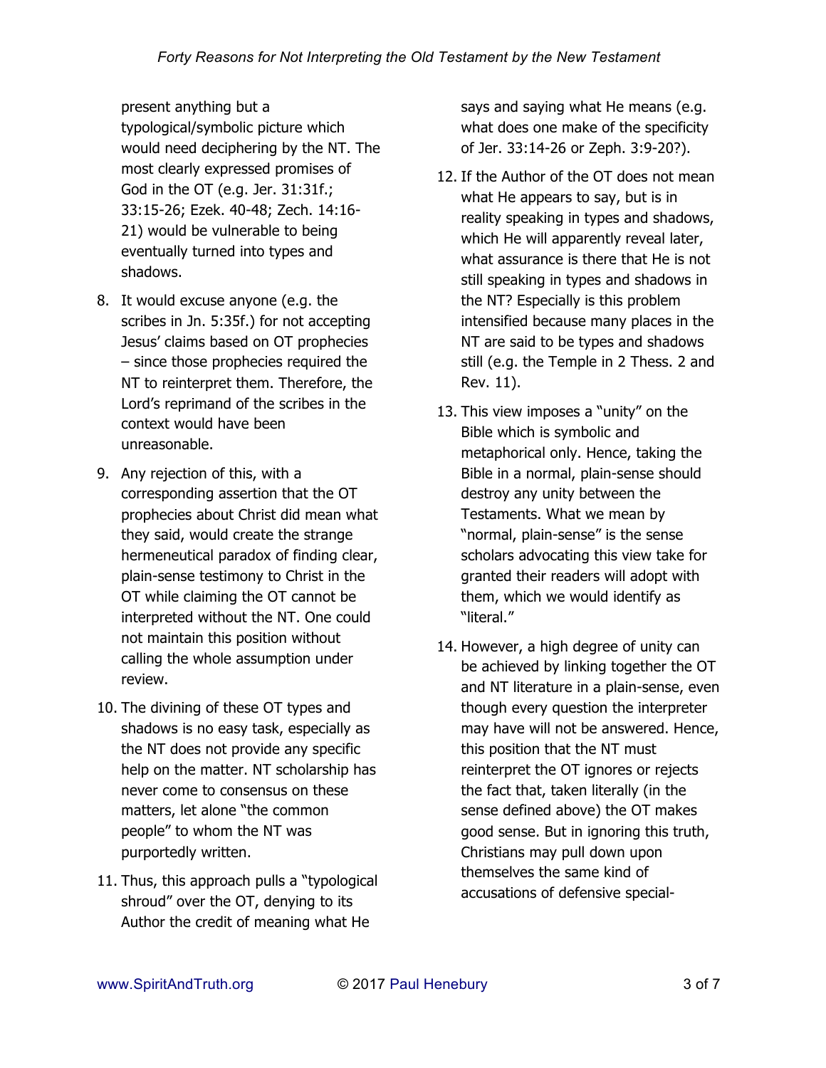present anything but a typological/symbolic picture which would need deciphering by the NT. The most clearly expressed promises of God in the OT (e.g. Jer. 31:31f.; 33:15-26; Ezek. 40-48; Zech. 14:16-21) would be vulnerable to being eventually turned into types and shadows.

8. It would excuse anyone (e.g. the scribes in Jn. 5:35f.) for not accepting Jesus' claims based on OT prophecies – since those prophecies required the NT to reinterpret them. Therefore, the Lord's reprimand of the scribes in the context would have been unreasonable.

9. Any rejection of this, with a corresponding assertion that the OT prophecies about Christ did mean what they said, would create the strange hermeneutical paradox of finding clear, plain-sense testimony to Christ in the OT while claiming the OT cannot be interpreted without the NT. One could not maintain this position without calling the whole assumption under review.

10. The divining of these OT types and shadows is no easy task, especially as the NT does not provide any specific help on the matter. NT scholarship has never come to consensus on these matters, let alone "the common people" to whom the NT was purportedly written.

11. Thus, this approach pulls a "typological shroud" over the OT, denying to its Author the credit of meaning what He says and saying what He means (e.g. what does one make of the specificity of Jer. 33:14-26 or Zeph. 3:9-20?).

12. If the Author of the OT does not mean what He appears to say, but is in reality speaking in types and shadows, which He will apparently reveal later, what assurance is there that He is not still speaking in types and shadows in the NT? Especially is this problem intensified because many places in the NT are said to be types and shadows still (e.g. the Temple in 2 Thess. 2 and Rev. 11).

13. This view imposes a "unity" on the Bible which is symbolic and metaphorical only. Hence, taking the Bible in a normal, plain-sense should destroy any unity between the Testaments. What we mean by "normal, plain-sense" is the sense scholars advocating this view take for granted their readers will adopt with them, which we would identify as "literal."

14. However, a high degree of unity can be achieved by linking together the OT and NT literature in a plain-sense, even though every question the interpreter may have will not be answered. Hence, this position that the NT must reinterpret the OT ignores or rejects the fact that, taken literally (in the sense defined above) the OT makes good sense. But in ignoring this truth, Christians may pull down upon themselves the same kind of accusations of defensive special-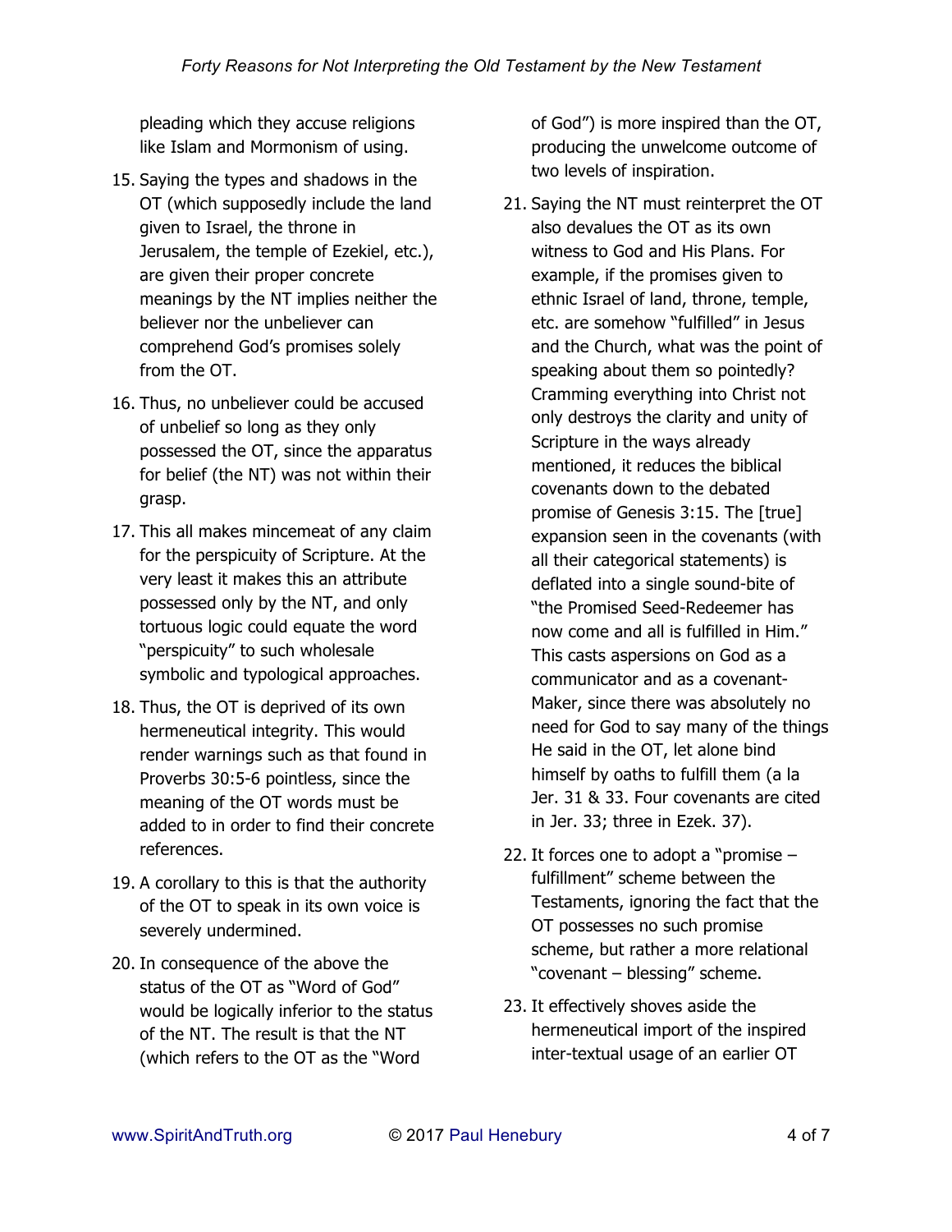pleading which they accuse religions like Islam and Mormonism of using.

15. Saying the types and shadows in the OT (which supposedly include the land given to Israel, the throne in Jerusalem, the temple of Ezekiel, etc.), are given their proper concrete meanings by the NT implies neither the believer nor the unbeliever can comprehend God's promises solely from the OT.

16. Thus, no unbeliever could be accused of unbelief so long as they only possessed the OT, since the apparatus for belief (the NT) was not within their grasp.

17. This all makes mincemeat of any claim for the perspicuity of Scripture. At the very least it makes this an attribute possessed only by the NT, and only tortuous logic could equate the word "perspicuity" to such wholesale symbolic and typological approaches.

18. Thus, the OT is deprived of its own hermeneutical integrity. This would render warnings such as that found in Proverbs 30:5-6 pointless, since the meaning of the OT words must be added to in order to find their concrete references.

19. A corollary to this is that the authority of the OT to speak in its own voice is severely undermined.

20. In consequence of the above the status of the OT as "Word of God" would be logically inferior to the status of the NT. The result is that the NT (which refers to the OT as the "Word of God") is more inspired than the OT, producing the unwelcome outcome of two levels of inspiration.

21. Saying the NT must reinterpret the OT also devalues the OT as its own witness to God and His Plans. For example, if the promises given to ethnic Israel of land, throne, temple, etc. are somehow "fulfilled" in Jesus and the Church, what was the point of speaking about them so pointedly? Cramming everything into Christ not only destroys the clarity and unity of Scripture in the ways already mentioned, it reduces the biblical covenants down to the debated promise of Genesis 3:15. The [true] expansion seen in the covenants (with all their categorical statements) is deflated into a single sound-bite of "the Promised Seed-Redeemer has now come and all is fulfilled in Him." This casts aspersions on God as a communicator and as a covenant-Maker, since there was absolutely no need for God to say many of the things He said in the OT, let alone bind himself by oaths to fulfill them (a la Jer. 31 & 33. Four covenants are cited in Jer. 33; three in Ezek. 37).

22. It forces one to adopt a "promise – fulfillment" scheme between the Testaments, ignoring the fact that the OT possesses no such promise scheme, but rather a more relational "covenant – blessing" scheme.

23. It effectively shoves aside the hermeneutical import of the inspired inter-textual usage of an earlier OT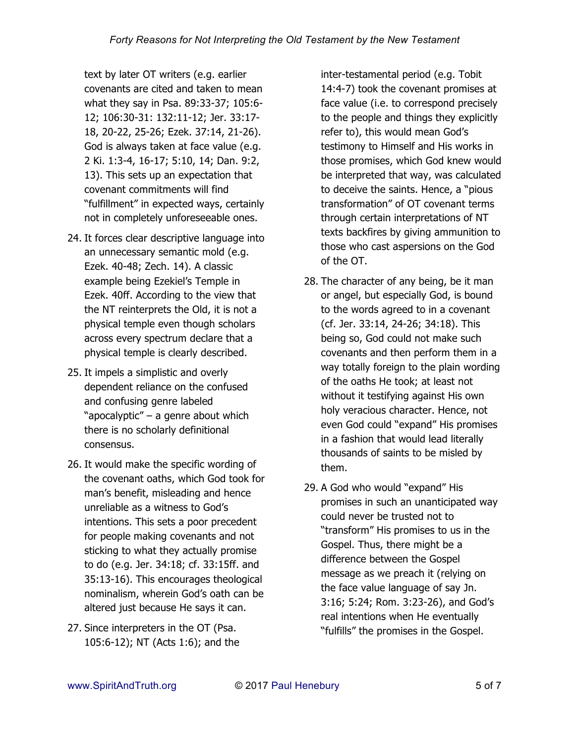text by later OT writers (e.g. earlier covenants are cited and taken to mean what they say in Psa. 89:33-37; 105:6-12; 106:30-31: 132:11-12; Jer. 33:17-18, 20-22, 25-26; Ezek. 37:14, 21-26). God is always taken at face value (e.g. 2 Ki. 1:3-4, 16-17; 5:10, 14; Dan. 9:2, 13). This sets up an expectation that covenant commitments will find "fulfillment" in expected ways, certainly not in completely unforeseeable ones.

24. It forces clear descriptive language into an unnecessary semantic mold (e.g. Ezek. 40-48; Zech. 14). A classic example being Ezekiel's Temple in Ezek. 40ff. According to the view that the NT reinterprets the Old, it is not a physical temple even though scholars across every spectrum declare that a physical temple is clearly described.

25. It impels a simplistic and overly dependent reliance on the confused and confusing genre labeled "apocalyptic" – a genre about which there is no scholarly definitional consensus.

26. It would make the specific wording of the covenant oaths, which God took for man's benefit, misleading and hence unreliable as a witness to God's intentions. This sets a poor precedent for people making covenants and not sticking to what they actually promise to do (e.g. Jer. 34:18; cf. 33:15ff. and 35:13-16). This encourages theological nominalism, wherein God's oath can be altered just because He says it can.

27. Since interpreters in the OT (Psa. 105:6-12); NT (Acts 1:6); and the inter-testamental period (e.g. Tobit 14:4-7) took the covenant promises at face value (i.e. to correspond precisely to the people and things they explicitly refer to), this would mean God's testimony to Himself and His works in those promises, which God knew would be interpreted that way, was calculated to deceive the saints. Hence, a "pious transformation" of OT covenant terms through certain interpretations of NT texts backfires by giving ammunition to those who cast aspersions on the God of the OT.

28. The character of any being, be it man or angel, but especially God, is bound to the words agreed to in a covenant (cf. Jer. 33:14, 24-26; 34:18). This being so, God could not make such covenants and then perform them in a way totally foreign to the plain wording of the oaths He took; at least not without it testifying against His own holy veracious character. Hence, not even God could "expand" His promises in a fashion that would lead literally thousands of saints to be misled by them.

29. A God who would "expand" His promises in such an unanticipated way could never be trusted not to "transform" His promises to us in the Gospel. Thus, there might be a difference between the Gospel message as we preach it (relying on the face value language of say Jn. 3:16; 5:24; Rom. 3:23-26), and God's real intentions when He eventually "fulfills" the promises in the Gospel.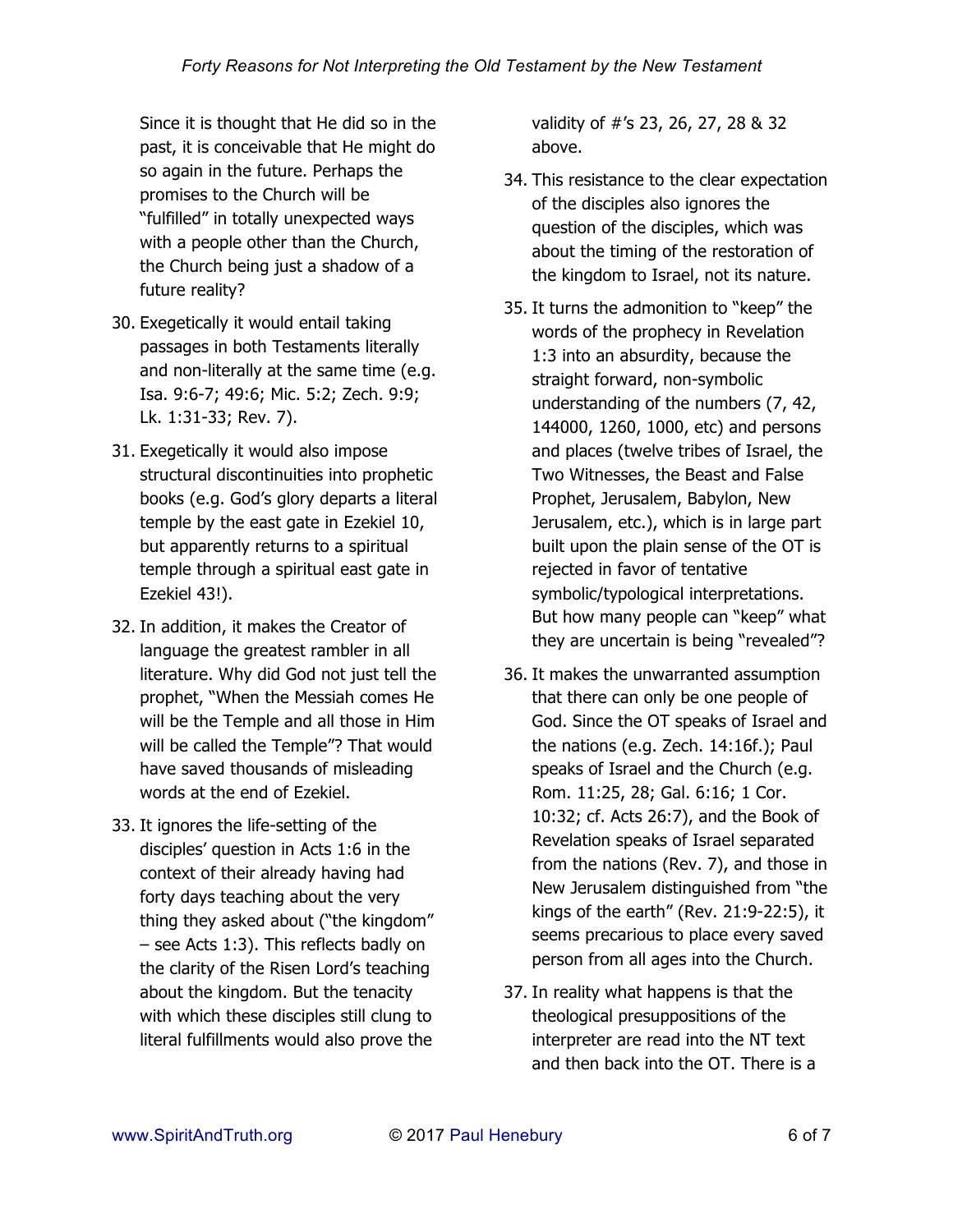Since it is thought that He did so in the past, it is conceivable that He might do so again in the future. Perhaps the promises to the Church will be "fulfilled" in totally unexpected ways with a people other than the Church, the Church being just a shadow of a future reality?

30. Exegetically it would entail taking passages in both Testaments literally and non-literally at the same time (e.g. Isa. 9:6-7; 49:6; Mic. 5:2; Zech. 9:9; Lk. 1:31-33; Rev. 7).

31. Exegetically it would also impose structural discontinuities into prophetic books (e.g. God's glory departs a literal temple by the east gate in Ezekiel 10, but apparently returns to a spiritual temple through a spiritual east gate in Ezekiel 43!).

32. In addition, it makes the Creator of language the greatest rambler in all literature. Why did God not just tell the prophet, "When the Messiah comes He will be the Temple and all those in Him will be called the Temple"? That would have saved thousands of misleading words at the end of Ezekiel.

33. It ignores the life-setting of the disciples' question in Acts 1:6 in the context of their already having had forty days teaching about the very thing they asked about ("the kingdom" – see Acts 1:3). This reflects badly on the clarity of the Risen Lord's teaching about the kingdom. But the tenacity with which these disciples still clung to literal fulfillments would also prove the validity of #'s 23, 26, 27, 28 & 32 above.

34. This resistance to the clear expectation of the disciples also ignores the question of the disciples, which was about the timing of the restoration of the kingdom to Israel, not its nature.

35. It turns the admonition to "keep" the words of the prophecy in Revelation 1:3 into an absurdity, because the straight forward, non-symbolic understanding of the numbers (7, 42, 144000, 1260, 1000, etc) and persons and places (twelve tribes of Israel, the Two Witnesses, the Beast and False Prophet, Jerusalem, Babylon, New Jerusalem, etc.), which is in large part built upon the plain sense of the OT is rejected in favor of tentative symbolic/typological interpretations. But how many people can "keep" what they are uncertain is being "revealed"?

36. It makes the unwarranted assumption that there can only be one people of God. Since the OT speaks of Israel and the nations (e.g. Zech. 14:16f.); Paul speaks of Israel and the Church (e.g. Rom. 11:25, 28; Gal. 6:16; 1 Cor. 10:32; cf. Acts 26:7), and the Book of Revelation speaks of Israel separated from the nations (Rev. 7), and those in New Jerusalem distinguished from "the kings of the earth" (Rev. 21:9-22:5), it seems precarious to place every saved person from all ages into the Church.

37. In reality what happens is that the theological presuppositions of the interpreter are read into the NT text and then back into the OT. There is a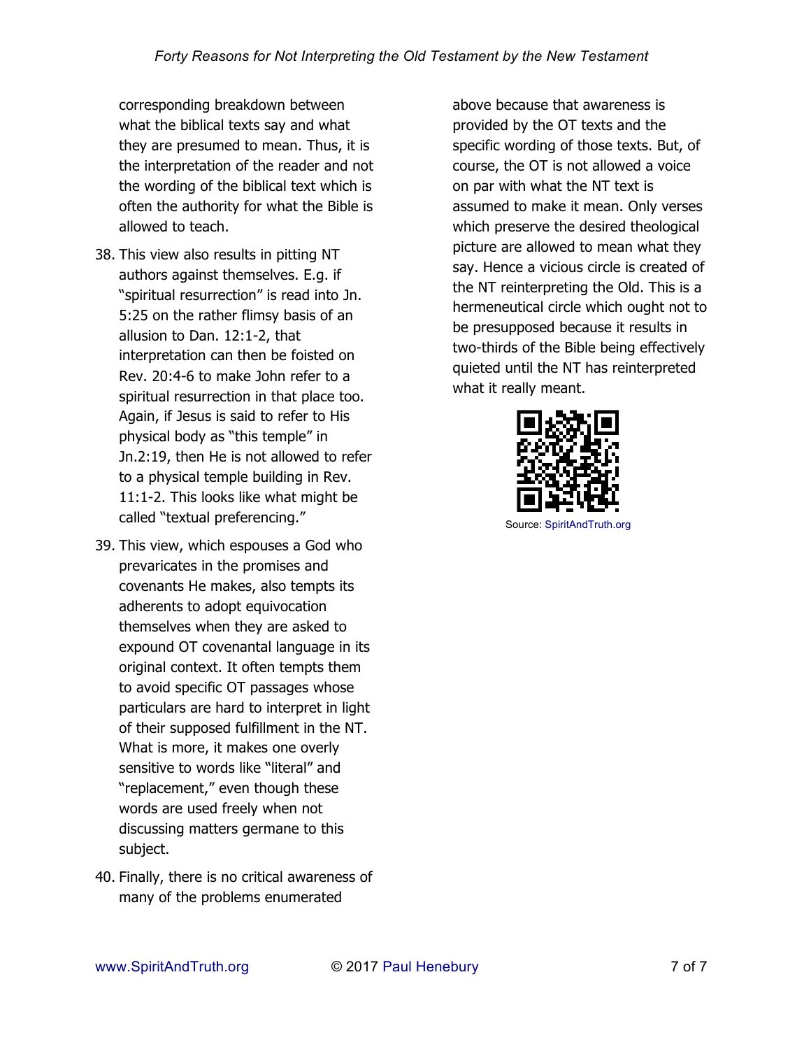corresponding breakdown between what the biblical texts say and what they are presumed to mean. Thus, it is the interpretation of the reader and not the wording of the biblical text which is often the authority for what the Bible is allowed to teach.

38. This view also results in pitting NT authors against themselves. E.g. if "spiritual resurrection" is read into Jn. 5:25 on the rather flimsy basis of an allusion to Dan. 12:1-2, that interpretation can then be foisted on Rev. 20:4-6 to make John refer to a spiritual resurrection in that place too. Again, if Jesus is said to refer to His physical body as "this temple" in Jn.2:19, then He is not allowed to refer to a physical temple building in Rev. 11:1-2. This looks like what might be called "textual preferencing."

39. This view, which espouses a God who prevaricates in the promises and covenants He makes, also tempts its adherents to adopt equivocation themselves when they are asked to expound OT covenantal language in its original context. It often tempts them to avoid specific OT passages whose particulars are hard to interpret in light of their supposed fulfillment in the NT. What is more, it makes one overly sensitive to words like "literal" and "replacement," even though these words are used freely when not discussing matters germane to this subject.

40. Finally, there is no critical awareness of many of the problems enumerated above because that awareness is provided by the OT texts and the specific wording of those texts. But, of course, the OT is not allowed a voice on par with what the NT text is assumed to make it mean. Only verses which preserve the desired theological picture are allowed to mean what they say. Hence a vicious circle is created of the NT reinterpreting the Old. This is a hermeneutical circle which ought not to be presupposed because it results in two-thirds of the Bible being effectively quieted until the NT has reinterpreted what it really meant.

Source: SpiritAndTruth.org